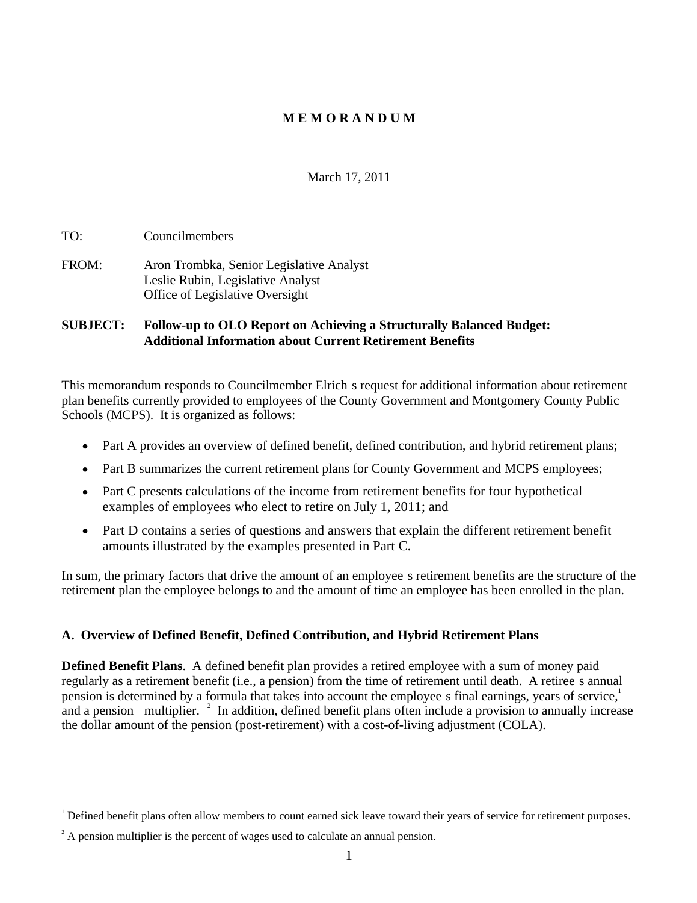# M E M O R A N D U M

March 17, 2011

TO: Councilmembers

FROM: Aron Trombka, Senior Legislative Analyst
Leslie Rubin, Legislative Analyst
Office of Legislative Oversight

**SUBJECT: Follow-up to OLO Report on Achieving a Structurally Balanced Budget: Additional Information about Current Retirement Benefits**

This memorandum responds to Councilmember Elrich s request for additional information about retirement plan benefits currently provided to employees of the County Government and Montgomery County Public Schools (MCPS). It is organized as follows:

- Part A provides an overview of defined benefit, defined contribution, and hybrid retirement plans;
- Part B summarizes the current retirement plans for County Government and MCPS employees;
- Part C presents calculations of the income from retirement benefits for four hypothetical examples of employees who elect to retire on July 1, 2011; and
- Part D contains a series of questions and answers that explain the different retirement benefit amounts illustrated by the examples presented in Part C.

In sum, the primary factors that drive the amount of an employee s retirement benefits are the structure of the retirement plan the employee belongs to and the amount of time an employee has been enrolled in the plan.

## A. Overview of Defined Benefit, Defined Contribution, and Hybrid Retirement Plans

**Defined Benefit Plans**. A defined benefit plan provides a retired employee with a sum of money paid regularly as a retirement benefit (i.e., a pension) from the time of retirement until death. A retiree s annual pension is determined by a formula that takes into account the employee s final earnings, years of service,[1] and a pension multiplier.[2] In addition, defined benefit plans often include a provision to annually increase the dollar amount of the pension (post-retirement) with a cost-of-living adjustment (COLA).

---

[1] Defined benefit plans often allow members to count earned sick leave toward their years of service for retirement purposes.

[2] A pension multiplier is the percent of wages used to calculate an annual pension.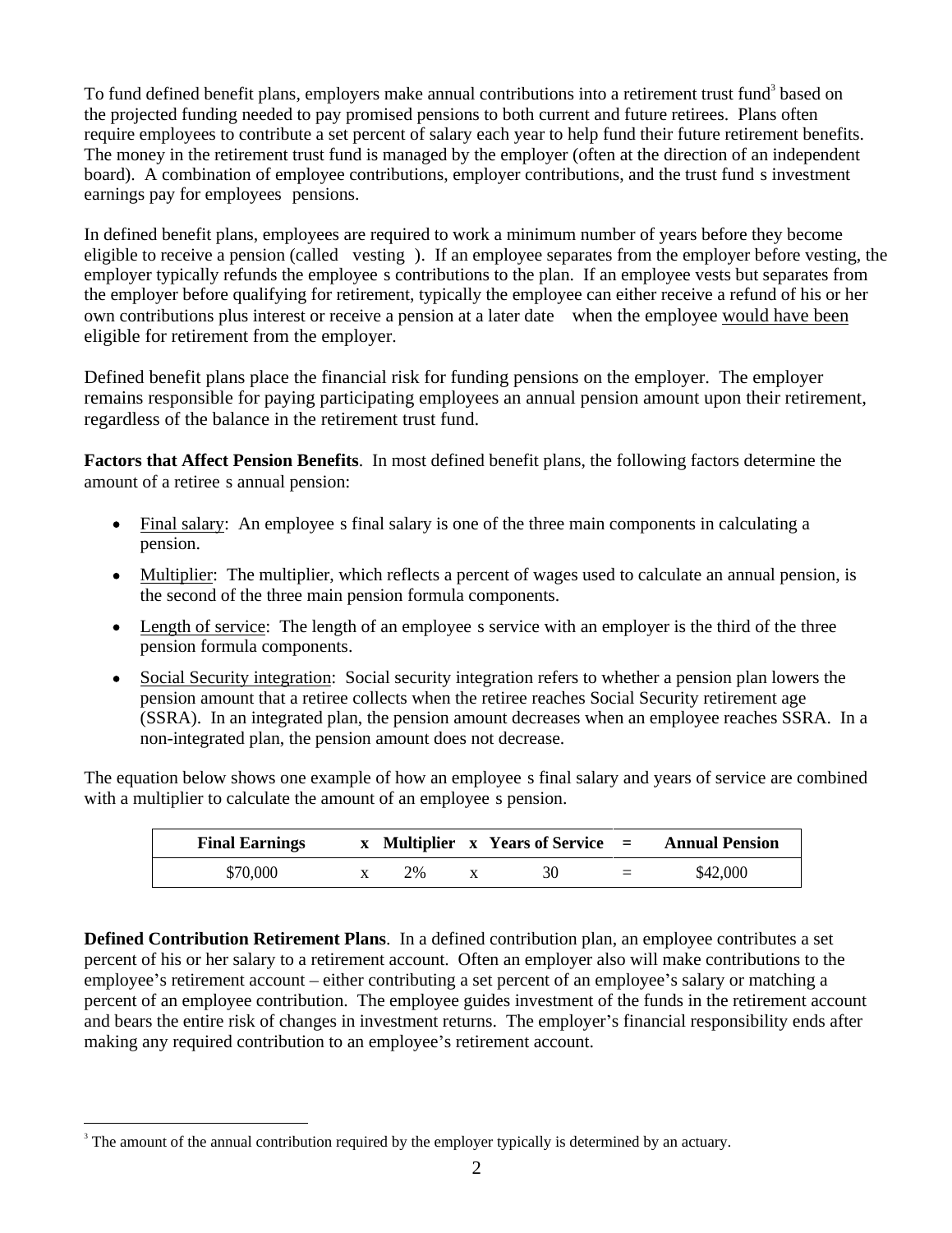To fund defined benefit plans, employers make annual contributions into a retirement trust fund[3] based on the projected funding needed to pay promised pensions to both current and future retirees. Plans often require employees to contribute a set percent of salary each year to help fund their future retirement benefits. The money in the retirement trust fund is managed by the employer (often at the direction of an independent board). A combination of employee contributions, employer contributions, and the trust fund s investment earnings pay for employees pensions.

In defined benefit plans, employees are required to work a minimum number of years before they become eligible to receive a pension (called vesting ). If an employee separates from the employer before vesting, the employer typically refunds the employee s contributions to the plan. If an employee vests but separates from the employer before qualifying for retirement, typically the employee can either receive a refund of his or her own contributions plus interest or receive a pension at a later date when the employee would have been eligible for retirement from the employer.

Defined benefit plans place the financial risk for funding pensions on the employer. The employer remains responsible for paying participating employees an annual pension amount upon their retirement, regardless of the balance in the retirement trust fund.

**Factors that Affect Pension Benefits**. In most defined benefit plans, the following factors determine the amount of a retiree s annual pension:

- Final salary: An employee s final salary is one of the three main components in calculating a pension.
- Multiplier: The multiplier, which reflects a percent of wages used to calculate an annual pension, is the second of the three main pension formula components.
- Length of service: The length of an employee s service with an employer is the third of the three pension formula components.
- Social Security integration: Social security integration refers to whether a pension plan lowers the pension amount that a retiree collects when the retiree reaches Social Security retirement age (SSRA). In an integrated plan, the pension amount decreases when an employee reaches SSRA. In a non-integrated plan, the pension amount does not decrease.

The equation below shows one example of how an employee s final salary and years of service are combined with a multiplier to calculate the amount of an employee s pension.

| Final Earnings | x | Multiplier | x | Years of Service | = | Annual Pension |
|---|---|---|---|---|---|---|
| $70,000 | x | 2% | x | 30 | = | $42,000 |

**Defined Contribution Retirement Plans**. In a defined contribution plan, an employee contributes a set percent of his or her salary to a retirement account. Often an employer also will make contributions to the employee's retirement account – either contributing a set percent of an employee's salary or matching a percent of an employee contribution. The employee guides investment of the funds in the retirement account and bears the entire risk of changes in investment returns. The employer's financial responsibility ends after making any required contribution to an employee's retirement account.

[3] The amount of the annual contribution required by the employer typically is determined by an actuary.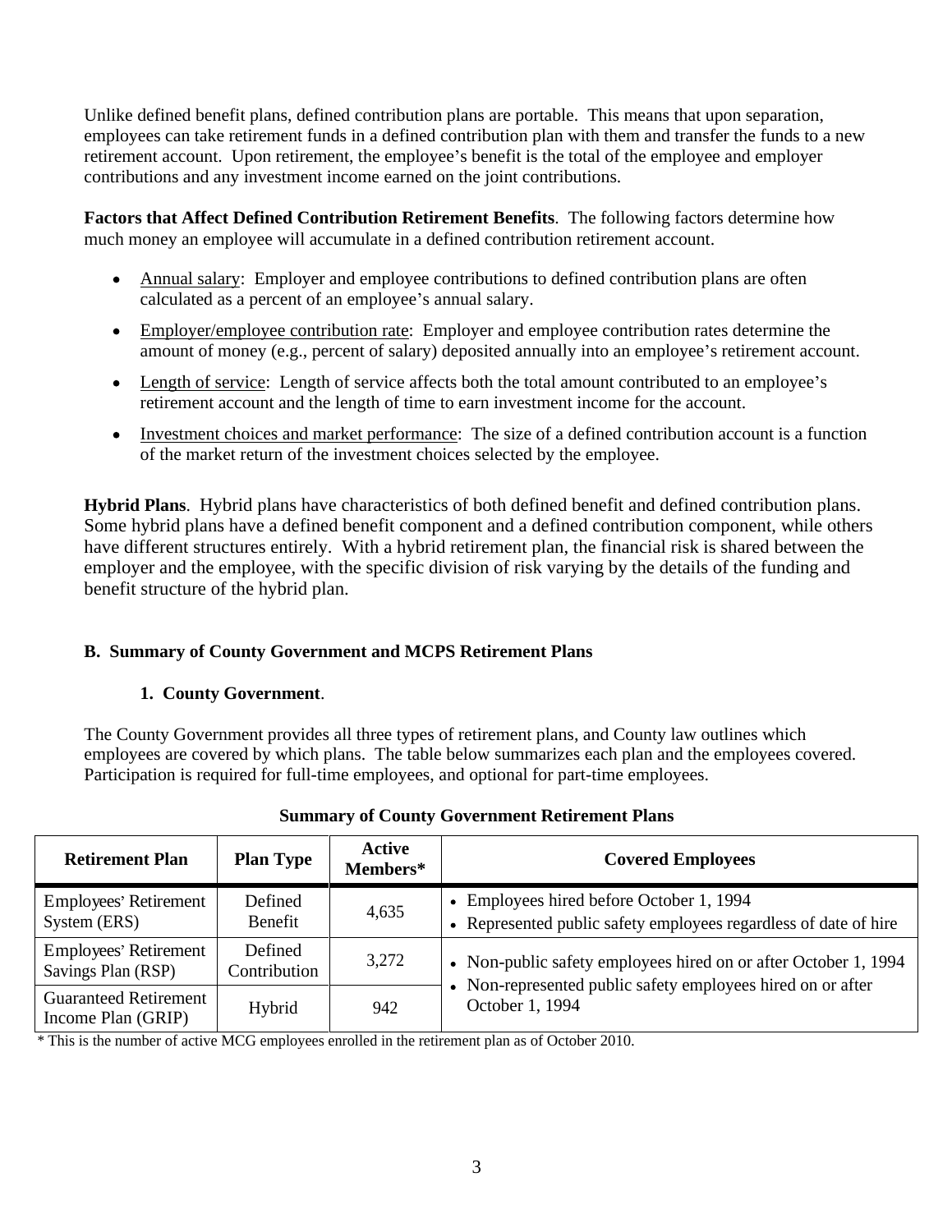Unlike defined benefit plans, defined contribution plans are portable. This means that upon separation, employees can take retirement funds in a defined contribution plan with them and transfer the funds to a new retirement account. Upon retirement, the employee's benefit is the total of the employee and employer contributions and any investment income earned on the joint contributions.

**Factors that Affect Defined Contribution Retirement Benefits**. The following factors determine how much money an employee will accumulate in a defined contribution retirement account.

- Annual salary: Employer and employee contributions to defined contribution plans are often calculated as a percent of an employee's annual salary.
- Employer/employee contribution rate: Employer and employee contribution rates determine the amount of money (e.g., percent of salary) deposited annually into an employee's retirement account.
- Length of service: Length of service affects both the total amount contributed to an employee's retirement account and the length of time to earn investment income for the account.
- Investment choices and market performance: The size of a defined contribution account is a function of the market return of the investment choices selected by the employee.

**Hybrid Plans**. Hybrid plans have characteristics of both defined benefit and defined contribution plans. Some hybrid plans have a defined benefit component and a defined contribution component, while others have different structures entirely. With a hybrid retirement plan, the financial risk is shared between the employer and the employee, with the specific division of risk varying by the details of the funding and benefit structure of the hybrid plan.

## B. Summary of County Government and MCPS Retirement Plans

### 1. County Government.

The County Government provides all three types of retirement plans, and County law outlines which employees are covered by which plans. The table below summarizes each plan and the employees covered. Participation is required for full-time employees, and optional for part-time employees.

**Summary of County Government Retirement Plans**

| Retirement Plan | Plan Type | Active Members* | Covered Employees |
|---|---|---|---|
| Employees' Retirement System (ERS) | Defined Benefit | 4,635 | • Employees hired before October 1, 1994<br>• Represented public safety employees regardless of date of hire |
| Employees' Retirement Savings Plan (RSP) | Defined Contribution | 3,272 | • Non-public safety employees hired on or after October 1, 1994<br>• Non-represented public safety employees hired on or after October 1, 1994 |
| Guaranteed Retirement Income Plan (GRIP) | Hybrid | 942 | |

\* This is the number of active MCG employees enrolled in the retirement plan as of October 2010.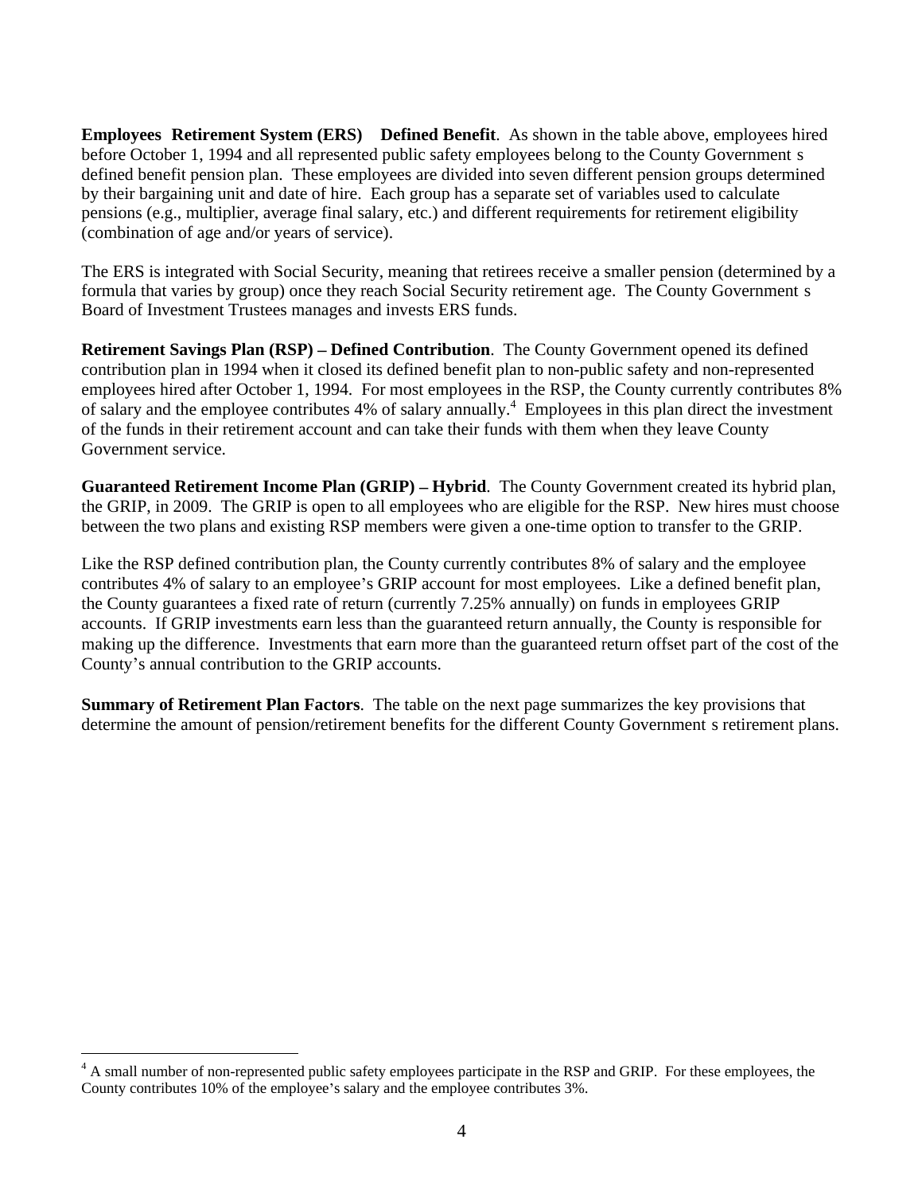**Employees Retirement System (ERS) Defined Benefit**. As shown in the table above, employees hired before October 1, 1994 and all represented public safety employees belong to the County Government s defined benefit pension plan. These employees are divided into seven different pension groups determined by their bargaining unit and date of hire. Each group has a separate set of variables used to calculate pensions (e.g., multiplier, average final salary, etc.) and different requirements for retirement eligibility (combination of age and/or years of service).

The ERS is integrated with Social Security, meaning that retirees receive a smaller pension (determined by a formula that varies by group) once they reach Social Security retirement age. The County Government s Board of Investment Trustees manages and invests ERS funds.

**Retirement Savings Plan (RSP) – Defined Contribution**. The County Government opened its defined contribution plan in 1994 when it closed its defined benefit plan to non-public safety and non-represented employees hired after October 1, 1994. For most employees in the RSP, the County currently contributes 8% of salary and the employee contributes 4% of salary annually.[4] Employees in this plan direct the investment of the funds in their retirement account and can take their funds with them when they leave County Government service.

**Guaranteed Retirement Income Plan (GRIP) – Hybrid**. The County Government created its hybrid plan, the GRIP, in 2009. The GRIP is open to all employees who are eligible for the RSP. New hires must choose between the two plans and existing RSP members were given a one-time option to transfer to the GRIP.

Like the RSP defined contribution plan, the County currently contributes 8% of salary and the employee contributes 4% of salary to an employee's GRIP account for most employees. Like a defined benefit plan, the County guarantees a fixed rate of return (currently 7.25% annually) on funds in employees GRIP accounts. If GRIP investments earn less than the guaranteed return annually, the County is responsible for making up the difference. Investments that earn more than the guaranteed return offset part of the cost of the County's annual contribution to the GRIP accounts.

**Summary of Retirement Plan Factors**. The table on the next page summarizes the key provisions that determine the amount of pension/retirement benefits for the different County Government s retirement plans.

[4] A small number of non-represented public safety employees participate in the RSP and GRIP. For these employees, the County contributes 10% of the employee's salary and the employee contributes 3%.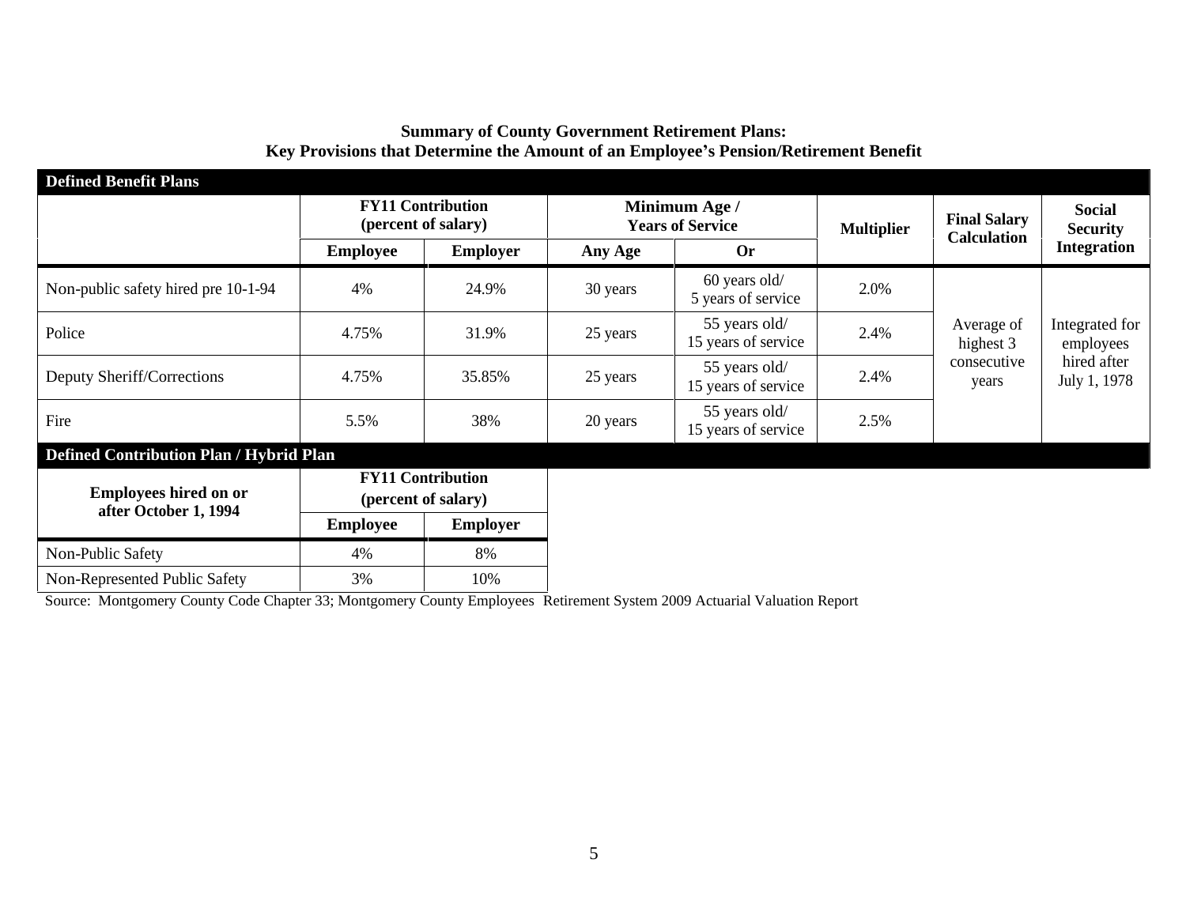**Summary of County Government Retirement Plans:**
**Key Provisions that Determine the Amount of an Employee's Pension/Retirement Benefit**

| Defined Benefit Plans | | | | | | | |
|---|---|---|---|---|---|---|---|
| | FY11 Contribution (percent of salary) | | Minimum Age / Years of Service | | Multiplier | Final Salary Calculation | Social Security Integration |
| | Employee | Employer | Any Age | Or | | | |
| Non-public safety hired pre 10-1-94 | 4% | 24.9% | 30 years | 60 years old/ 5 years of service | 2.0% | Average of highest 3 consecutive years | Integrated for employees hired after July 1, 1978 |
| Police | 4.75% | 31.9% | 25 years | 55 years old/ 15 years of service | 2.4% | | |
| Deputy Sheriff/Corrections | 4.75% | 35.85% | 25 years | 55 years old/ 15 years of service | 2.4% | | |
| Fire | 5.5% | 38% | 20 years | 55 years old/ 15 years of service | 2.5% | | |

| Defined Contribution Plan / Hybrid Plan | | |
|---|---|---|
| Employees hired on or after October 1, 1994 | FY11 Contribution (percent of salary) | |
| | Employee | Employer |
| Non-Public Safety | 4% | 8% |
| Non-Represented Public Safety | 3% | 10% |

Source: Montgomery County Code Chapter 33; Montgomery County Employees Retirement System 2009 Actuarial Valuation Report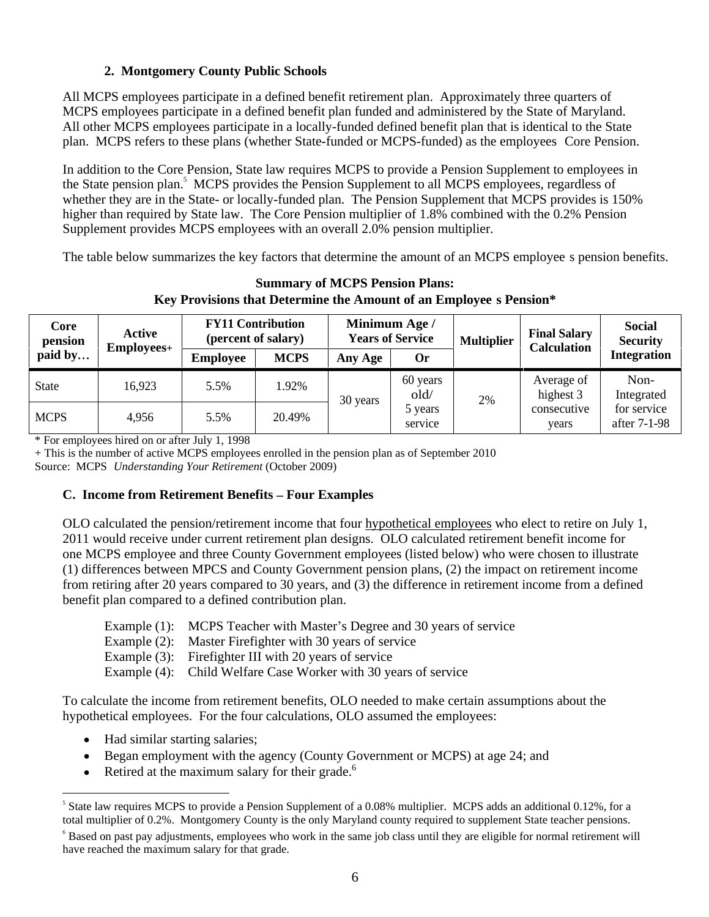### 2. Montgomery County Public Schools

All MCPS employees participate in a defined benefit retirement plan. Approximately three quarters of MCPS employees participate in a defined benefit plan funded and administered by the State of Maryland. All other MCPS employees participate in a locally-funded defined benefit plan that is identical to the State plan. MCPS refers to these plans (whether State-funded or MCPS-funded) as the employees Core Pension.

In addition to the Core Pension, State law requires MCPS to provide a Pension Supplement to employees in the State pension plan.[5] MCPS provides the Pension Supplement to all MCPS employees, regardless of whether they are in the State- or locally-funded plan. The Pension Supplement that MCPS provides is 150% higher than required by State law. The Core Pension multiplier of 1.8% combined with the 0.2% Pension Supplement provides MCPS employees with an overall 2.0% pension multiplier.

The table below summarizes the key factors that determine the amount of an MCPS employee s pension benefits.

**Summary of MCPS Pension Plans: Key Provisions that Determine the Amount of an Employee s Pension***

| Core pension paid by… | Active Employees+ | FY11 Contribution (percent of salary) | | Minimum Age / Years of Service | | Multiplier | Final Salary Calculation | Social Security Integration |
|---|---|---|---|---|---|---|---|---|
| | | Employee | MCPS | Any Age | Or | | | |
| State | 16,923 | 5.5% | 1.92% | 30 years | 60 years old/ 5 years service | 2% | Average of highest 3 consecutive years | Non-Integrated for service after 7-1-98 |
| MCPS | 4,956 | 5.5% | 20.49% | | | | | |

\* For employees hired on or after July 1, 1998
+ This is the number of active MCPS employees enrolled in the pension plan as of September 2010
Source: MCPS *Understanding Your Retirement* (October 2009)

### C. Income from Retirement Benefits – Four Examples

OLO calculated the pension/retirement income that four hypothetical employees who elect to retire on July 1, 2011 would receive under current retirement plan designs. OLO calculated retirement benefit income for one MCPS employee and three County Government employees (listed below) who were chosen to illustrate (1) differences between MPCS and County Government pension plans, (2) the impact on retirement income from retiring after 20 years compared to 30 years, and (3) the difference in retirement income from a defined benefit plan compared to a defined contribution plan.

Example (1): MCPS Teacher with Master's Degree and 30 years of service
Example (2): Master Firefighter with 30 years of service
Example (3): Firefighter III with 20 years of service
Example (4): Child Welfare Case Worker with 30 years of service

To calculate the income from retirement benefits, OLO needed to make certain assumptions about the hypothetical employees. For the four calculations, OLO assumed the employees:

- Had similar starting salaries;
- Began employment with the agency (County Government or MCPS) at age 24; and
- Retired at the maximum salary for their grade.[6]

[5] State law requires MCPS to provide a Pension Supplement of a 0.08% multiplier. MCPS adds an additional 0.12%, for a total multiplier of 0.2%. Montgomery County is the only Maryland county required to supplement State teacher pensions.

[6] Based on past pay adjustments, employees who work in the same job class until they are eligible for normal retirement will have reached the maximum salary for that grade.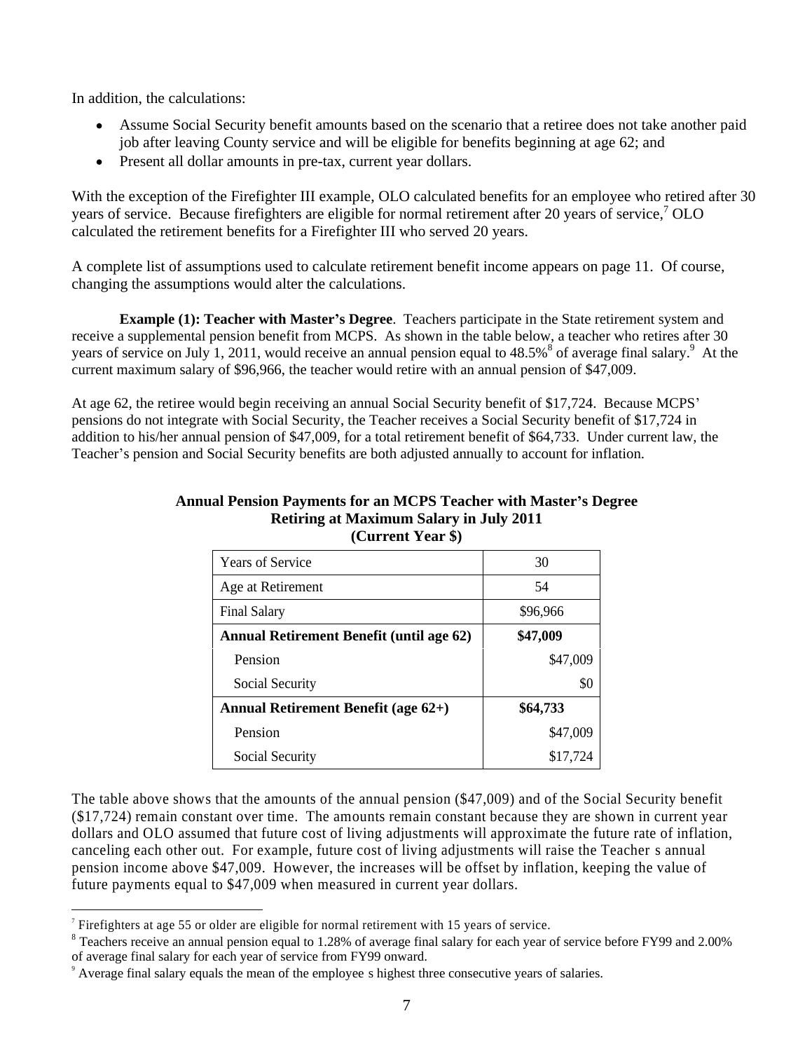In addition, the calculations:

- Assume Social Security benefit amounts based on the scenario that a retiree does not take another paid job after leaving County service and will be eligible for benefits beginning at age 62; and
- Present all dollar amounts in pre-tax, current year dollars.

With the exception of the Firefighter III example, OLO calculated benefits for an employee who retired after 30 years of service. Because firefighters are eligible for normal retirement after 20 years of service,[7] OLO calculated the retirement benefits for a Firefighter III who served 20 years.

A complete list of assumptions used to calculate retirement benefit income appears on page 11. Of course, changing the assumptions would alter the calculations.

**Example (1): Teacher with Master's Degree**. Teachers participate in the State retirement system and receive a supplemental pension benefit from MCPS. As shown in the table below, a teacher who retires after 30 years of service on July 1, 2011, would receive an annual pension equal to 48.5%[8] of average final salary.[9] At the current maximum salary of $96,966, the teacher would retire with an annual pension of $47,009.

At age 62, the retiree would begin receiving an annual Social Security benefit of $17,724. Because MCPS' pensions do not integrate with Social Security, the Teacher receives a Social Security benefit of $17,724 in addition to his/her annual pension of $47,009, for a total retirement benefit of $64,733. Under current law, the Teacher's pension and Social Security benefits are both adjusted annually to account for inflation.

**Annual Pension Payments for an MCPS Teacher with Master's Degree Retiring at Maximum Salary in July 2011 (Current Year $)**

| | |
|---|---|
| Years of Service | 30 |
| Age at Retirement | 54 |
| Final Salary | $96,966 |
| **Annual Retirement Benefit (until age 62)** | **$47,009** |
| Pension | $47,009 |
| Social Security | $0 |
| **Annual Retirement Benefit (age 62+)** | **$64,733** |
| Pension | $47,009 |
| Social Security | $17,724 |

The table above shows that the amounts of the annual pension ($47,009) and of the Social Security benefit ($17,724) remain constant over time. The amounts remain constant because they are shown in current year dollars and OLO assumed that future cost of living adjustments will approximate the future rate of inflation, canceling each other out. For example, future cost of living adjustments will raise the Teacher s annual pension income above $47,009. However, the increases will be offset by inflation, keeping the value of future payments equal to $47,009 when measured in current year dollars.

[7] Firefighters at age 55 or older are eligible for normal retirement with 15 years of service.

[8] Teachers receive an annual pension equal to 1.28% of average final salary for each year of service before FY99 and 2.00% of average final salary for each year of service from FY99 onward.

[9] Average final salary equals the mean of the employee s highest three consecutive years of salaries.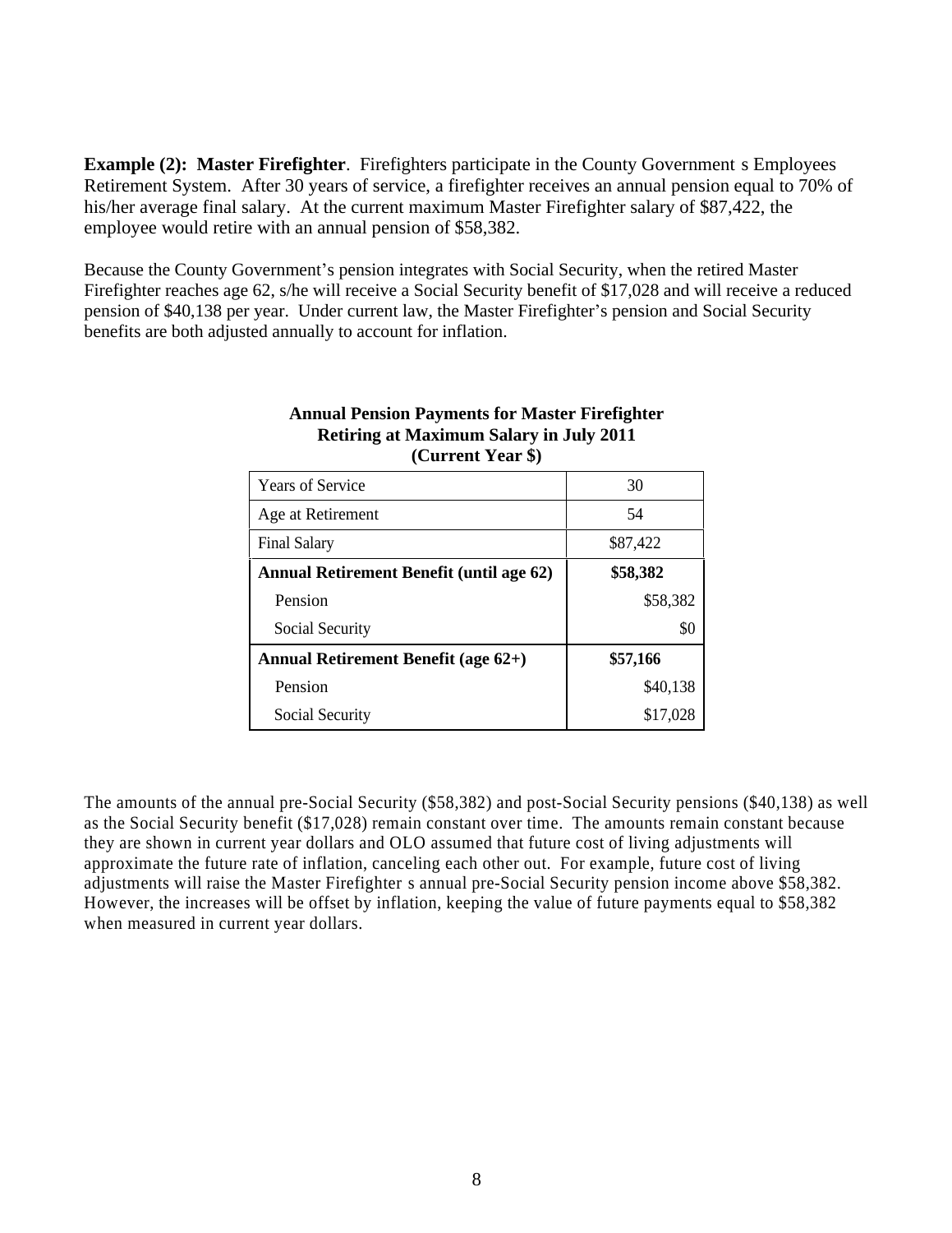**Example (2): Master Firefighter**. Firefighters participate in the County Government s Employees Retirement System. After 30 years of service, a firefighter receives an annual pension equal to 70% of his/her average final salary. At the current maximum Master Firefighter salary of $87,422, the employee would retire with an annual pension of $58,382.

Because the County Government's pension integrates with Social Security, when the retired Master Firefighter reaches age 62, s/he will receive a Social Security benefit of $17,028 and will receive a reduced pension of $40,138 per year. Under current law, the Master Firefighter's pension and Social Security benefits are both adjusted annually to account for inflation.

**Annual Pension Payments for Master Firefighter Retiring at Maximum Salary in July 2011 (Current Year $)**

| | |
|---|---|
| Years of Service | 30 |
| Age at Retirement | 54 |
| Final Salary | $87,422 |
| **Annual Retirement Benefit (until age 62)** | **$58,382** |
| Pension | $58,382 |
| Social Security | $0 |
| **Annual Retirement Benefit (age 62+)** | **$57,166** |
| Pension | $40,138 |
| Social Security | $17,028 |

The amounts of the annual pre-Social Security ($58,382) and post-Social Security pensions ($40,138) as well as the Social Security benefit ($17,028) remain constant over time. The amounts remain constant because they are shown in current year dollars and OLO assumed that future cost of living adjustments will approximate the future rate of inflation, canceling each other out. For example, future cost of living adjustments will raise the Master Firefighter s annual pre-Social Security pension income above $58,382. However, the increases will be offset by inflation, keeping the value of future payments equal to $58,382 when measured in current year dollars.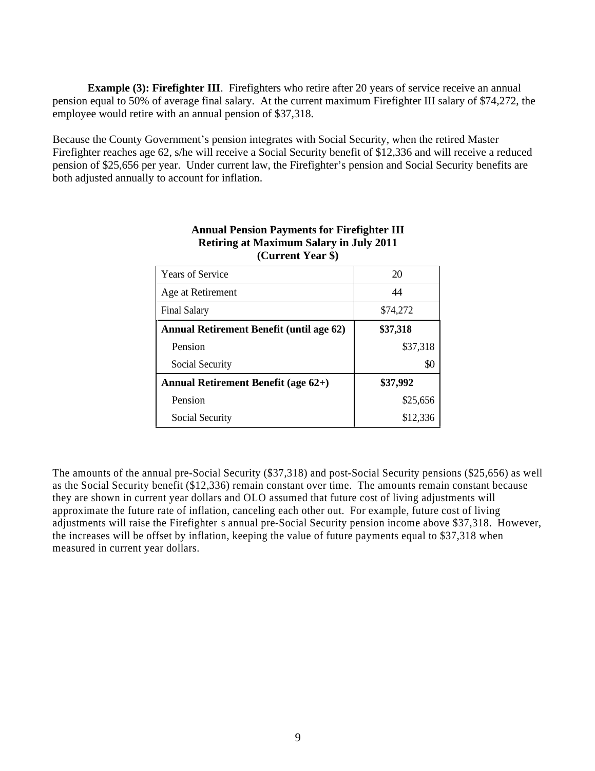**Example (3): Firefighter III**. Firefighters who retire after 20 years of service receive an annual pension equal to 50% of average final salary. At the current maximum Firefighter III salary of $74,272, the employee would retire with an annual pension of $37,318.

Because the County Government's pension integrates with Social Security, when the retired Master Firefighter reaches age 62, s/he will receive a Social Security benefit of $12,336 and will receive a reduced pension of $25,656 per year. Under current law, the Firefighter's pension and Social Security benefits are both adjusted annually to account for inflation.

**Annual Pension Payments for Firefighter III**
**Retiring at Maximum Salary in July 2011**
**(Current Year $)**

| | |
|---|---|
| Years of Service | 20 |
| Age at Retirement | 44 |
| Final Salary | $74,272 |
| **Annual Retirement Benefit (until age 62)** | **$37,318** |
| Pension | $37,318 |
| Social Security | $0 |
| **Annual Retirement Benefit (age 62+)** | **$37,992** |
| Pension | $25,656 |
| Social Security | $12,336 |

The amounts of the annual pre-Social Security ($37,318) and post-Social Security pensions ($25,656) as well as the Social Security benefit ($12,336) remain constant over time. The amounts remain constant because they are shown in current year dollars and OLO assumed that future cost of living adjustments will approximate the future rate of inflation, canceling each other out. For example, future cost of living adjustments will raise the Firefighter s annual pre-Social Security pension income above $37,318. However, the increases will be offset by inflation, keeping the value of future payments equal to $37,318 when measured in current year dollars.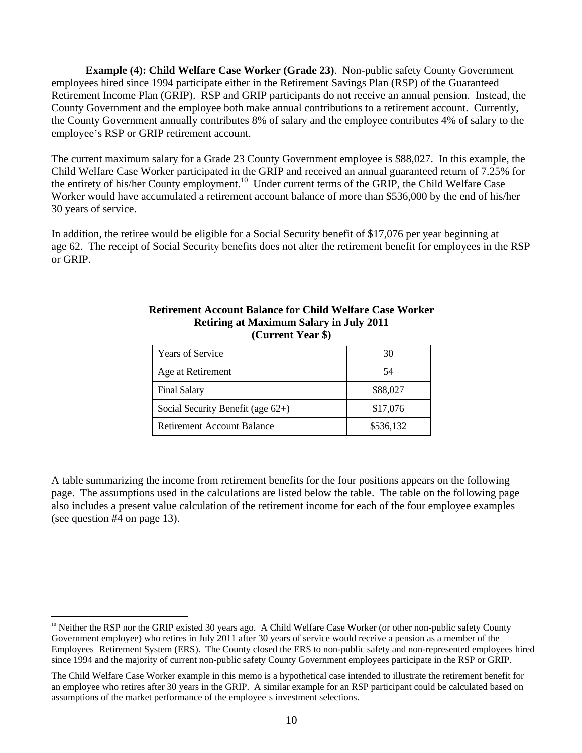**Example (4): Child Welfare Case Worker (Grade 23)**. Non-public safety County Government employees hired since 1994 participate either in the Retirement Savings Plan (RSP) of the Guaranteed Retirement Income Plan (GRIP). RSP and GRIP participants do not receive an annual pension. Instead, the County Government and the employee both make annual contributions to a retirement account. Currently, the County Government annually contributes 8% of salary and the employee contributes 4% of salary to the employee's RSP or GRIP retirement account.

The current maximum salary for a Grade 23 County Government employee is \$88,027. In this example, the Child Welfare Case Worker participated in the GRIP and received an annual guaranteed return of 7.25% for the entirety of his/her County employment.[10] Under current terms of the GRIP, the Child Welfare Case Worker would have accumulated a retirement account balance of more than \$536,000 by the end of his/her 30 years of service.

In addition, the retiree would be eligible for a Social Security benefit of \$17,076 per year beginning at age 62. The receipt of Social Security benefits does not alter the retirement benefit for employees in the RSP or GRIP.

**Retirement Account Balance for Child Welfare Case Worker Retiring at Maximum Salary in July 2011 (Current Year \$)**

| | |
|---|---|
| Years of Service | 30 |
| Age at Retirement | 54 |
| Final Salary | \$88,027 |
| Social Security Benefit (age 62+) | \$17,076 |
| Retirement Account Balance | \$536,132 |

A table summarizing the income from retirement benefits for the four positions appears on the following page. The assumptions used in the calculations are listed below the table. The table on the following page also includes a present value calculation of the retirement income for each of the four employee examples (see question #4 on page 13).

[10] Neither the RSP nor the GRIP existed 30 years ago. A Child Welfare Case Worker (or other non-public safety County Government employee) who retires in July 2011 after 30 years of service would receive a pension as a member of the Employees Retirement System (ERS). The County closed the ERS to non-public safety and non-represented employees hired since 1994 and the majority of current non-public safety County Government employees participate in the RSP or GRIP.

The Child Welfare Case Worker example in this memo is a hypothetical case intended to illustrate the retirement benefit for an employee who retires after 30 years in the GRIP. A similar example for an RSP participant could be calculated based on assumptions of the market performance of the employee s investment selections.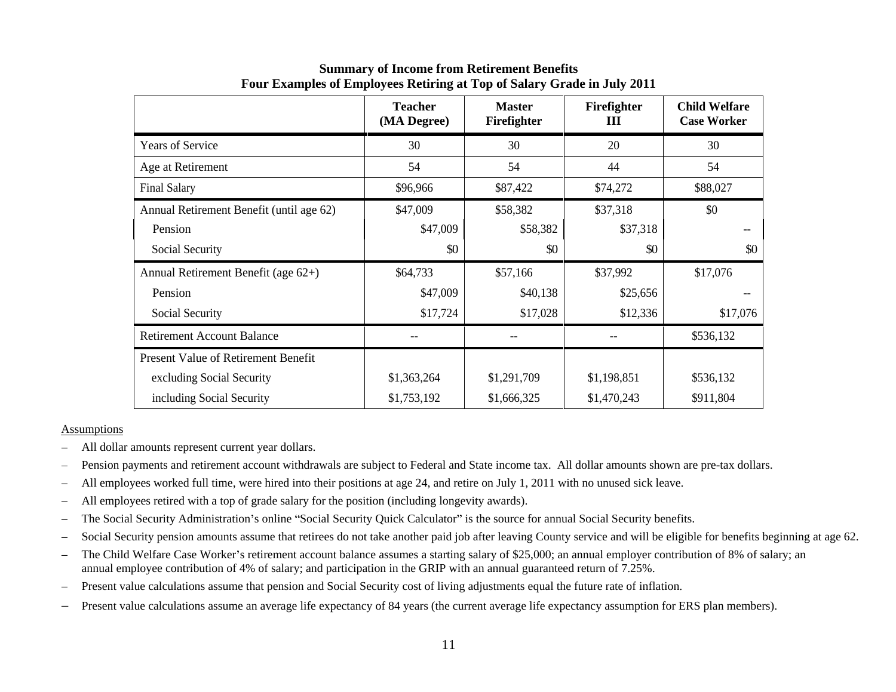**Summary of Income from Retirement Benefits**
**Four Examples of Employees Retiring at Top of Salary Grade in July 2011**

| | Teacher (MA Degree) | Master Firefighter | Firefighter III | Child Welfare Case Worker |
|---|---|---|---|---|
| Years of Service | 30 | 30 | 20 | 30 |
| Age at Retirement | 54 | 54 | 44 | 54 |
| Final Salary | $96,966 | $87,422 | $74,272 | $88,027 |
| Annual Retirement Benefit (until age 62) | $47,009 | $58,382 | $37,318 | $0 |
| Pension | $47,009 | $58,382 | $37,318 | -- |
| Social Security | $0 | $0 | $0 | $0 |
| Annual Retirement Benefit (age 62+) | $64,733 | $57,166 | $37,992 | $17,076 |
| Pension | $47,009 | $40,138 | $25,656 | -- |
| Social Security | $17,724 | $17,028 | $12,336 | $17,076 |
| Retirement Account Balance | -- | -- | -- | $536,132 |
| Present Value of Retirement Benefit | | | | |
| excluding Social Security | $1,363,264 | $1,291,709 | $1,198,851 | $536,132 |
| including Social Security | $1,753,192 | $1,666,325 | $1,470,243 | $911,804 |

Assumptions

- All dollar amounts represent current year dollars.
- Pension payments and retirement account withdrawals are subject to Federal and State income tax. All dollar amounts shown are pre-tax dollars.
- All employees worked full time, were hired into their positions at age 24, and retire on July 1, 2011 with no unused sick leave.
- All employees retired with a top of grade salary for the position (including longevity awards).
- The Social Security Administration's online "Social Security Quick Calculator" is the source for annual Social Security benefits.
- Social Security pension amounts assume that retirees do not take another paid job after leaving County service and will be eligible for benefits beginning at age 62.
- The Child Welfare Case Worker's retirement account balance assumes a starting salary of $25,000; an annual employer contribution of 8% of salary; an annual employee contribution of 4% of salary; and participation in the GRIP with an annual guaranteed return of 7.25%.
- Present value calculations assume that pension and Social Security cost of living adjustments equal the future rate of inflation.
- Present value calculations assume an average life expectancy of 84 years (the current average life expectancy assumption for ERS plan members).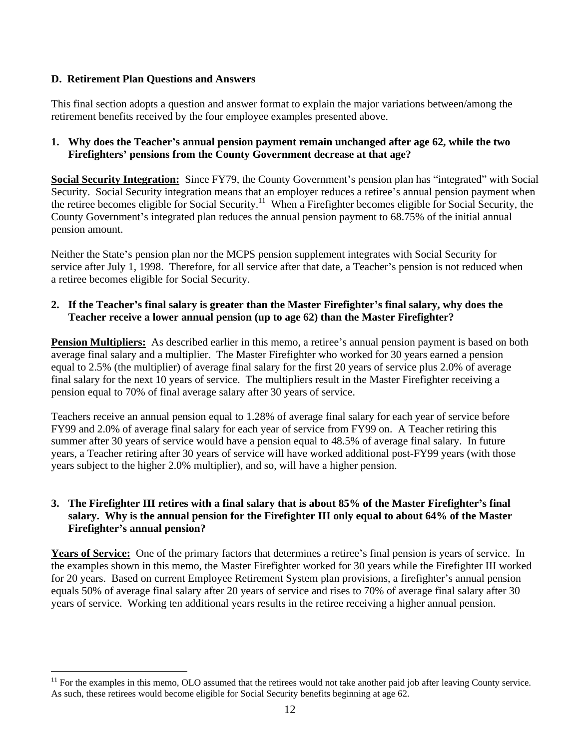### D. Retirement Plan Questions and Answers

This final section adopts a question and answer format to explain the major variations between/among the retirement benefits received by the four employee examples presented above.

**1. Why does the Teacher's annual pension payment remain unchanged after age 62, while the two Firefighters' pensions from the County Government decrease at that age?**

**Social Security Integration:** Since FY79, the County Government's pension plan has "integrated" with Social Security. Social Security integration means that an employer reduces a retiree's annual pension payment when the retiree becomes eligible for Social Security.[11] When a Firefighter becomes eligible for Social Security, the County Government's integrated plan reduces the annual pension payment to 68.75% of the initial annual pension amount.

Neither the State's pension plan nor the MCPS pension supplement integrates with Social Security for service after July 1, 1998. Therefore, for all service after that date, a Teacher's pension is not reduced when a retiree becomes eligible for Social Security.

**2. If the Teacher's final salary is greater than the Master Firefighter's final salary, why does the Teacher receive a lower annual pension (up to age 62) than the Master Firefighter?**

**Pension Multipliers:** As described earlier in this memo, a retiree's annual pension payment is based on both average final salary and a multiplier. The Master Firefighter who worked for 30 years earned a pension equal to 2.5% (the multiplier) of average final salary for the first 20 years of service plus 2.0% of average final salary for the next 10 years of service. The multipliers result in the Master Firefighter receiving a pension equal to 70% of final average salary after 30 years of service.

Teachers receive an annual pension equal to 1.28% of average final salary for each year of service before FY99 and 2.0% of average final salary for each year of service from FY99 on. A Teacher retiring this summer after 30 years of service would have a pension equal to 48.5% of average final salary. In future years, a Teacher retiring after 30 years of service will have worked additional post-FY99 years (with those years subject to the higher 2.0% multiplier), and so, will have a higher pension.

**3. The Firefighter III retires with a final salary that is about 85% of the Master Firefighter's final salary. Why is the annual pension for the Firefighter III only equal to about 64% of the Master Firefighter's annual pension?**

**Years of Service:** One of the primary factors that determines a retiree's final pension is years of service. In the examples shown in this memo, the Master Firefighter worked for 30 years while the Firefighter III worked for 20 years. Based on current Employee Retirement System plan provisions, a firefighter's annual pension equals 50% of average final salary after 20 years of service and rises to 70% of average final salary after 30 years of service. Working ten additional years results in the retiree receiving a higher annual pension.

---

[11] For the examples in this memo, OLO assumed that the retirees would not take another paid job after leaving County service. As such, these retirees would become eligible for Social Security benefits beginning at age 62.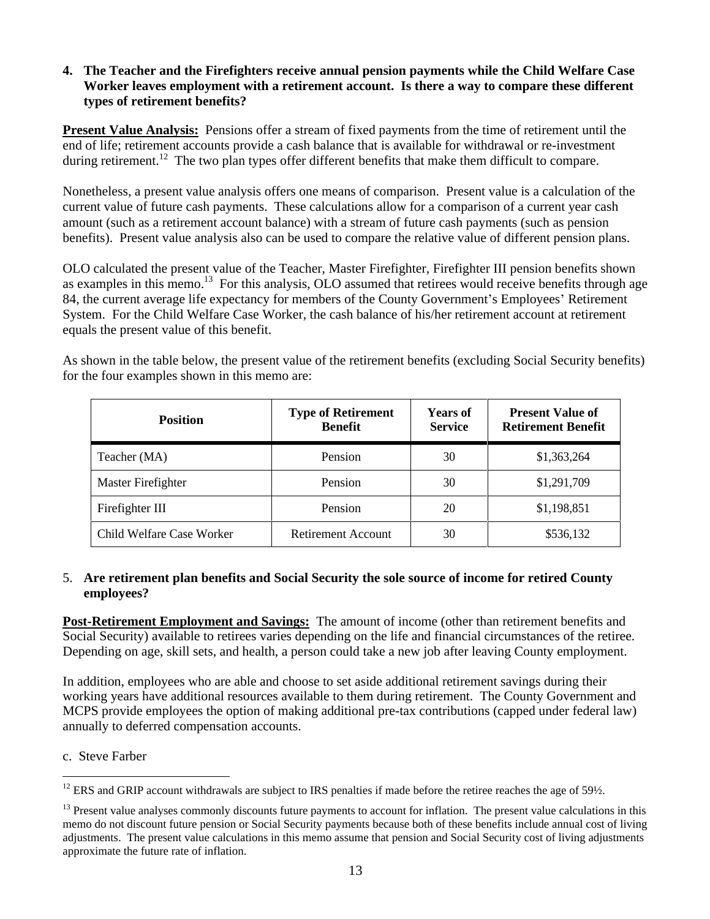4. **The Teacher and the Firefighters receive annual pension payments while the Child Welfare Case Worker leaves employment with a retirement account. Is there a way to compare these different types of retirement benefits?**

**Present Value Analysis:** Pensions offer a stream of fixed payments from the time of retirement until the end of life; retirement accounts provide a cash balance that is available for withdrawal or re-investment during retirement.[12] The two plan types offer different benefits that make them difficult to compare.

Nonetheless, a present value analysis offers one means of comparison. Present value is a calculation of the current value of future cash payments. These calculations allow for a comparison of a current year cash amount (such as a retirement account balance) with a stream of future cash payments (such as pension benefits). Present value analysis also can be used to compare the relative value of different pension plans.

OLO calculated the present value of the Teacher, Master Firefighter, Firefighter III pension benefits shown as examples in this memo.[13] For this analysis, OLO assumed that retirees would receive benefits through age 84, the current average life expectancy for members of the County Government's Employees' Retirement System. For the Child Welfare Case Worker, the cash balance of his/her retirement account at retirement equals the present value of this benefit.

As shown in the table below, the present value of the retirement benefits (excluding Social Security benefits) for the four examples shown in this memo are:

| Position | Type of Retirement Benefit | Years of Service | Present Value of Retirement Benefit |
|---|---|---|---|
| Teacher (MA) | Pension | 30 | $1,363,264 |
| Master Firefighter | Pension | 30 | $1,291,709 |
| Firefighter III | Pension | 20 | $1,198,851 |
| Child Welfare Case Worker | Retirement Account | 30 | $536,132 |

5. **Are retirement plan benefits and Social Security the sole source of income for retired County employees?**

**Post-Retirement Employment and Savings:** The amount of income (other than retirement benefits and Social Security) available to retirees varies depending on the life and financial circumstances of the retiree. Depending on age, skill sets, and health, a person could take a new job after leaving County employment.

In addition, employees who are able and choose to set aside additional retirement savings during their working years have additional resources available to them during retirement. The County Government and MCPS provide employees the option of making additional pre-tax contributions (capped under federal law) annually to deferred compensation accounts.

c. Steve Farber

[12] ERS and GRIP account withdrawals are subject to IRS penalties if made before the retiree reaches the age of 59½.

[13] Present value analyses commonly discounts future payments to account for inflation. The present value calculations in this memo do not discount future pension or Social Security payments because both of these benefits include annual cost of living adjustments. The present value calculations in this memo assume that pension and Social Security cost of living adjustments approximate the future rate of inflation.